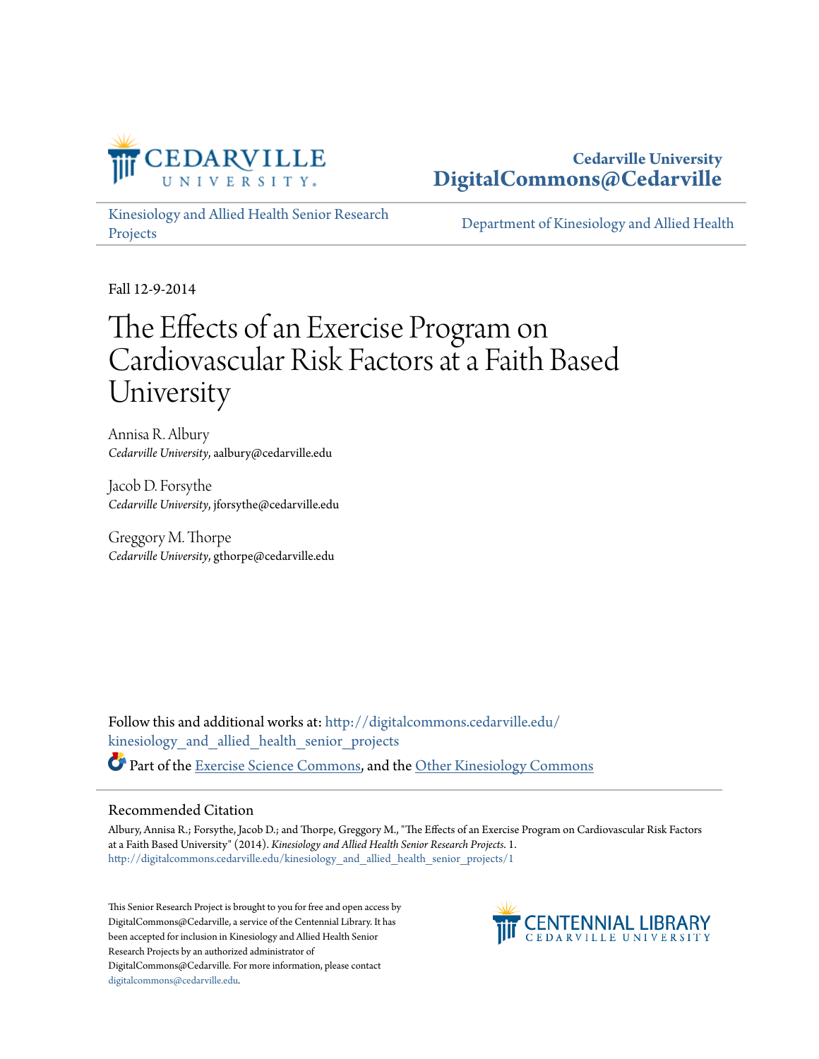Cedarville University
DigitalCommons@Cedarville

Kinesiology and Allied Health Senior Research Projects

Department of Kinesiology and Allied Health

Fall 12-9-2014

# The Effects of an Exercise Program on Cardiovascular Risk Factors at a Faith Based University

Annisa R. Albury
*Cedarville University*, aalbury@cedarville.edu

Jacob D. Forsythe
*Cedarville University*, jforsythe@cedarville.edu

Greggory M. Thorpe
*Cedarville University*, gthorpe@cedarville.edu

Follow this and additional works at: http://digitalcommons.cedarville.edu/kinesiology_and_allied_health_senior_projects

Part of the Exercise Science Commons, and the Other Kinesiology Commons

## Recommended Citation

Albury, Annisa R.; Forsythe, Jacob D.; and Thorpe, Greggory M., "The Effects of an Exercise Program on Cardiovascular Risk Factors at a Faith Based University" (2014). *Kinesiology and Allied Health Senior Research Projects*. 1.
http://digitalcommons.cedarville.edu/kinesiology_and_allied_health_senior_projects/1

This Senior Research Project is brought to you for free and open access by DigitalCommons@Cedarville, a service of the Centennial Library. It has been accepted for inclusion in Kinesiology and Allied Health Senior Research Projects by an authorized administrator of DigitalCommons@Cedarville. For more information, please contact digitalcommons@cedarville.edu.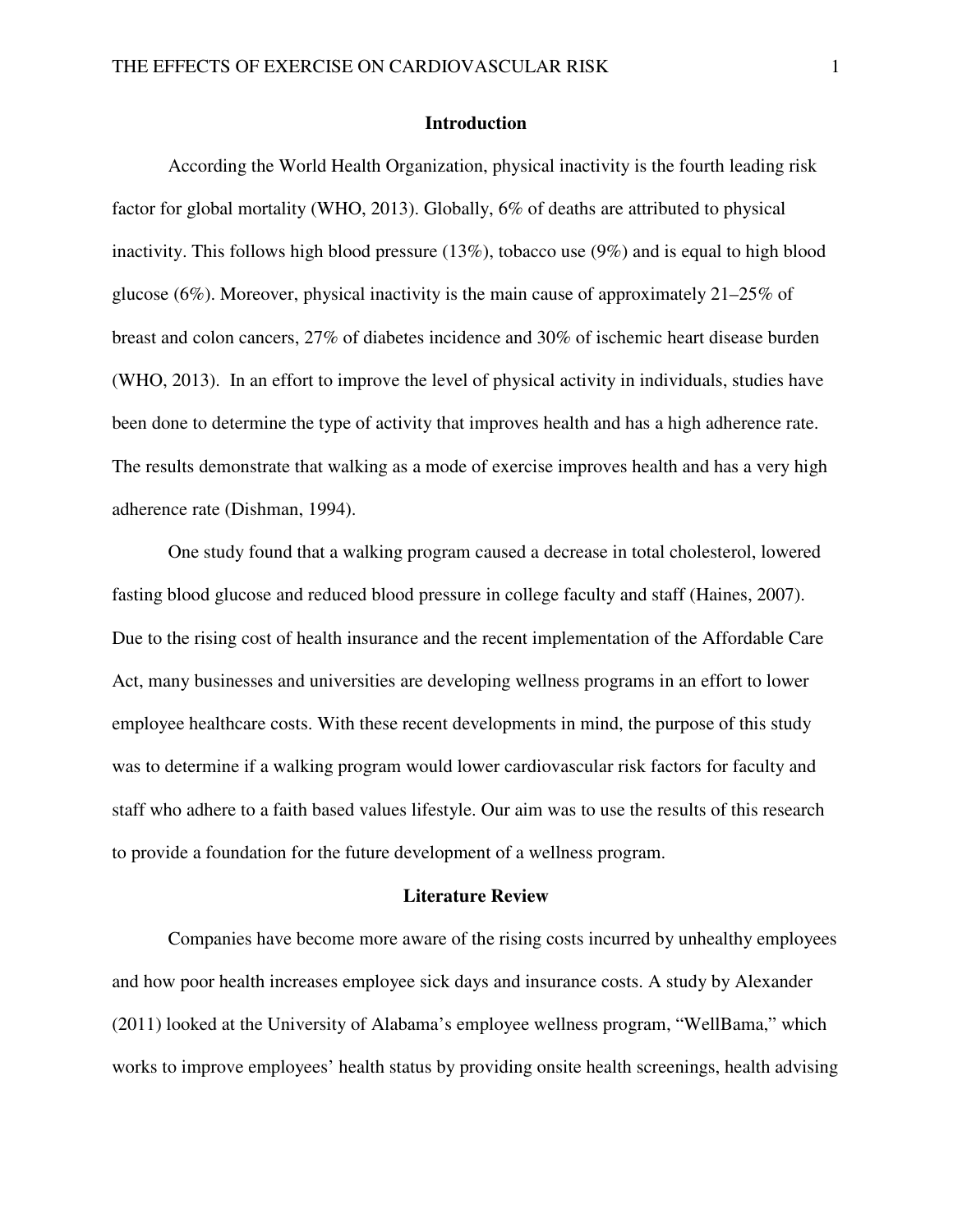## Introduction

According the World Health Organization, physical inactivity is the fourth leading risk factor for global mortality (WHO, 2013). Globally, 6% of deaths are attributed to physical inactivity. This follows high blood pressure (13%), tobacco use (9%) and is equal to high blood glucose (6%). Moreover, physical inactivity is the main cause of approximately 21–25% of breast and colon cancers, 27% of diabetes incidence and 30% of ischemic heart disease burden (WHO, 2013). In an effort to improve the level of physical activity in individuals, studies have been done to determine the type of activity that improves health and has a high adherence rate. The results demonstrate that walking as a mode of exercise improves health and has a very high adherence rate (Dishman, 1994).

One study found that a walking program caused a decrease in total cholesterol, lowered fasting blood glucose and reduced blood pressure in college faculty and staff (Haines, 2007). Due to the rising cost of health insurance and the recent implementation of the Affordable Care Act, many businesses and universities are developing wellness programs in an effort to lower employee healthcare costs. With these recent developments in mind, the purpose of this study was to determine if a walking program would lower cardiovascular risk factors for faculty and staff who adhere to a faith based values lifestyle. Our aim was to use the results of this research to provide a foundation for the future development of a wellness program.

## Literature Review

Companies have become more aware of the rising costs incurred by unhealthy employees and how poor health increases employee sick days and insurance costs. A study by Alexander (2011) looked at the University of Alabama's employee wellness program, "WellBama," which works to improve employees' health status by providing onsite health screenings, health advising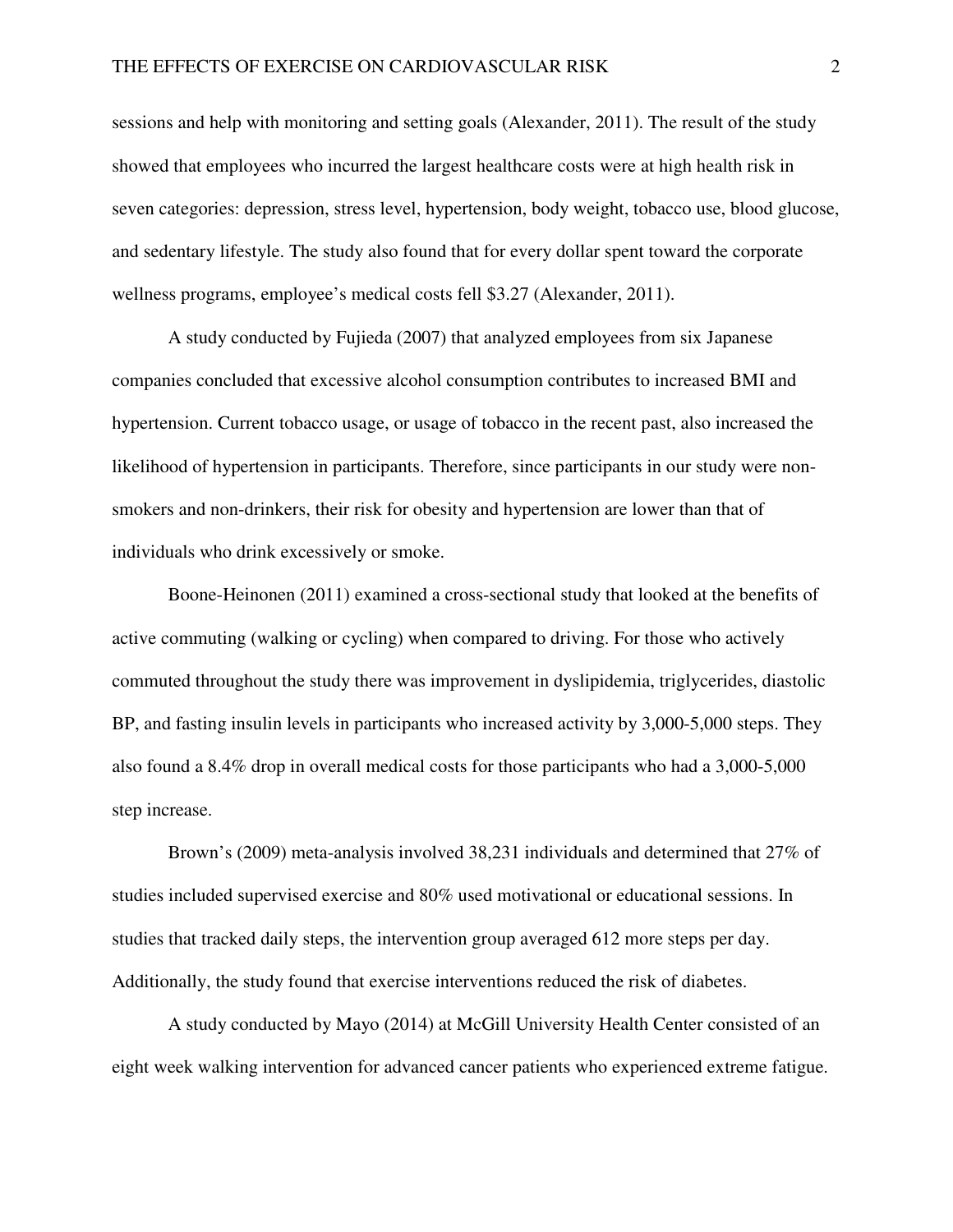sessions and help with monitoring and setting goals (Alexander, 2011). The result of the study showed that employees who incurred the largest healthcare costs were at high health risk in seven categories: depression, stress level, hypertension, body weight, tobacco use, blood glucose, and sedentary lifestyle. The study also found that for every dollar spent toward the corporate wellness programs, employee's medical costs fell $3.27 (Alexander, 2011).

A study conducted by Fujieda (2007) that analyzed employees from six Japanese companies concluded that excessive alcohol consumption contributes to increased BMI and hypertension. Current tobacco usage, or usage of tobacco in the recent past, also increased the likelihood of hypertension in participants. Therefore, since participants in our study were non-smokers and non-drinkers, their risk for obesity and hypertension are lower than that of individuals who drink excessively or smoke.

Boone-Heinonen (2011) examined a cross-sectional study that looked at the benefits of active commuting (walking or cycling) when compared to driving. For those who actively commuted throughout the study there was improvement in dyslipidemia, triglycerides, diastolic BP, and fasting insulin levels in participants who increased activity by 3,000-5,000 steps. They also found a 8.4% drop in overall medical costs for those participants who had a 3,000-5,000 step increase.

Brown's (2009) meta-analysis involved 38,231 individuals and determined that 27% of studies included supervised exercise and 80% used motivational or educational sessions. In studies that tracked daily steps, the intervention group averaged 612 more steps per day. Additionally, the study found that exercise interventions reduced the risk of diabetes.

A study conducted by Mayo (2014) at McGill University Health Center consisted of an eight week walking intervention for advanced cancer patients who experienced extreme fatigue.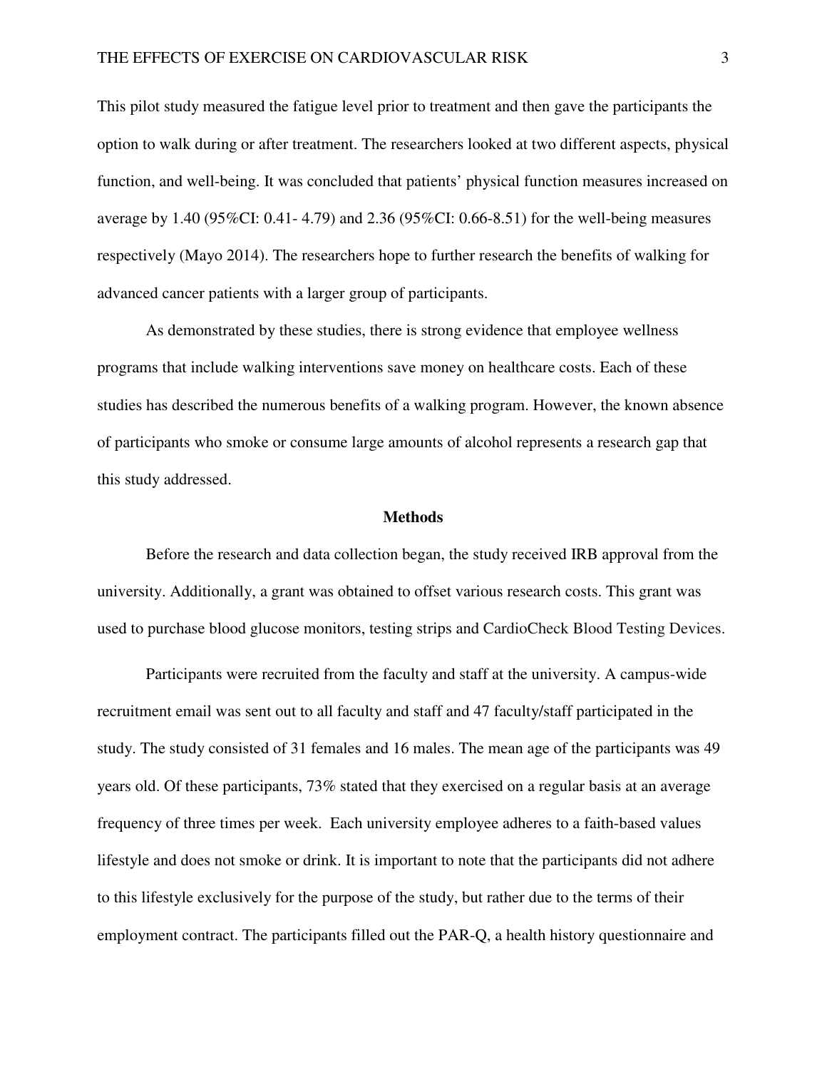This pilot study measured the fatigue level prior to treatment and then gave the participants the option to walk during or after treatment. The researchers looked at two different aspects, physical function, and well-being. It was concluded that patients' physical function measures increased on average by 1.40 (95%CI: 0.41- 4.79) and 2.36 (95%CI: 0.66-8.51) for the well-being measures respectively (Mayo 2014). The researchers hope to further research the benefits of walking for advanced cancer patients with a larger group of participants.

As demonstrated by these studies, there is strong evidence that employee wellness programs that include walking interventions save money on healthcare costs. Each of these studies has described the numerous benefits of a walking program. However, the known absence of participants who smoke or consume large amounts of alcohol represents a research gap that this study addressed.

## Methods

Before the research and data collection began, the study received IRB approval from the university. Additionally, a grant was obtained to offset various research costs. This grant was used to purchase blood glucose monitors, testing strips and CardioCheck Blood Testing Devices.

Participants were recruited from the faculty and staff at the university. A campus-wide recruitment email was sent out to all faculty and staff and 47 faculty/staff participated in the study. The study consisted of 31 females and 16 males. The mean age of the participants was 49 years old. Of these participants, 73% stated that they exercised on a regular basis at an average frequency of three times per week. Each university employee adheres to a faith-based values lifestyle and does not smoke or drink. It is important to note that the participants did not adhere to this lifestyle exclusively for the purpose of the study, but rather due to the terms of their employment contract. The participants filled out the PAR-Q, a health history questionnaire and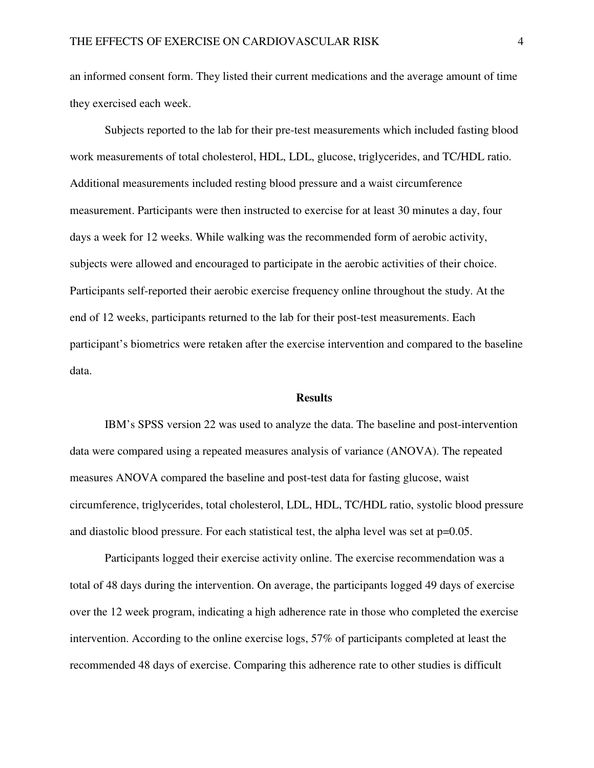an informed consent form. They listed their current medications and the average amount of time they exercised each week.

Subjects reported to the lab for their pre-test measurements which included fasting blood work measurements of total cholesterol, HDL, LDL, glucose, triglycerides, and TC/HDL ratio. Additional measurements included resting blood pressure and a waist circumference measurement. Participants were then instructed to exercise for at least 30 minutes a day, four days a week for 12 weeks. While walking was the recommended form of aerobic activity, subjects were allowed and encouraged to participate in the aerobic activities of their choice. Participants self-reported their aerobic exercise frequency online throughout the study. At the end of 12 weeks, participants returned to the lab for their post-test measurements. Each participant's biometrics were retaken after the exercise intervention and compared to the baseline data.

## Results

IBM's SPSS version 22 was used to analyze the data. The baseline and post-intervention data were compared using a repeated measures analysis of variance (ANOVA). The repeated measures ANOVA compared the baseline and post-test data for fasting glucose, waist circumference, triglycerides, total cholesterol, LDL, HDL, TC/HDL ratio, systolic blood pressure and diastolic blood pressure. For each statistical test, the alpha level was set at $p=0.05$.

Participants logged their exercise activity online. The exercise recommendation was a total of 48 days during the intervention. On average, the participants logged 49 days of exercise over the 12 week program, indicating a high adherence rate in those who completed the exercise intervention. According to the online exercise logs, 57% of participants completed at least the recommended 48 days of exercise. Comparing this adherence rate to other studies is difficult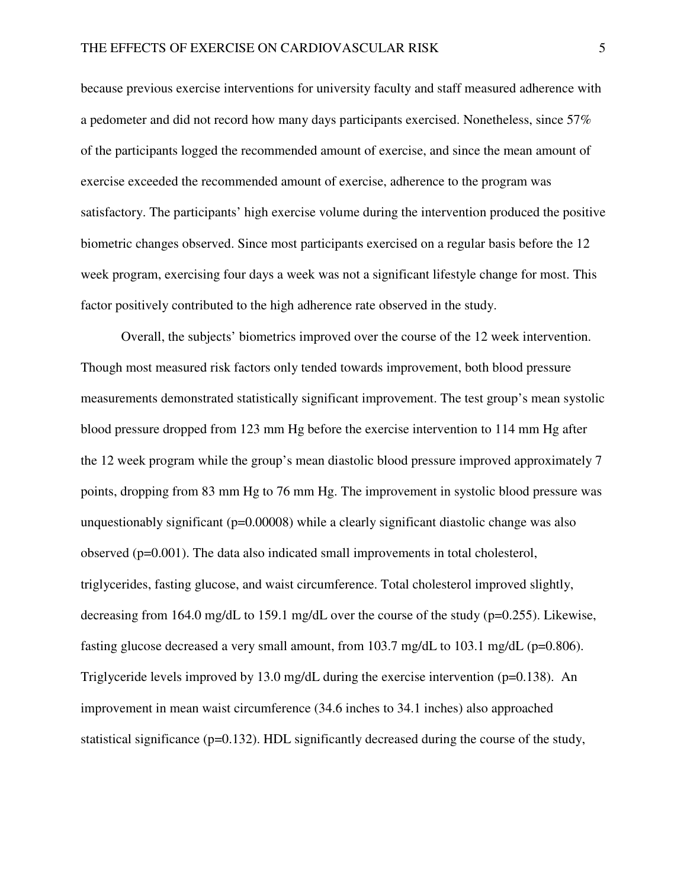because previous exercise interventions for university faculty and staff measured adherence with a pedometer and did not record how many days participants exercised. Nonetheless, since 57% of the participants logged the recommended amount of exercise, and since the mean amount of exercise exceeded the recommended amount of exercise, adherence to the program was satisfactory. The participants' high exercise volume during the intervention produced the positive biometric changes observed. Since most participants exercised on a regular basis before the 12 week program, exercising four days a week was not a significant lifestyle change for most. This factor positively contributed to the high adherence rate observed in the study.

Overall, the subjects' biometrics improved over the course of the 12 week intervention. Though most measured risk factors only tended towards improvement, both blood pressure measurements demonstrated statistically significant improvement. The test group's mean systolic blood pressure dropped from 123 mm Hg before the exercise intervention to 114 mm Hg after the 12 week program while the group's mean diastolic blood pressure improved approximately 7 points, dropping from 83 mm Hg to 76 mm Hg. The improvement in systolic blood pressure was unquestionably significant ($p=0.00008$) while a clearly significant diastolic change was also observed ($p=0.001$). The data also indicated small improvements in total cholesterol, triglycerides, fasting glucose, and waist circumference. Total cholesterol improved slightly, decreasing from 164.0 mg/dL to 159.1 mg/dL over the course of the study ($p=0.255$). Likewise, fasting glucose decreased a very small amount, from 103.7 mg/dL to 103.1 mg/dL ($p=0.806$). Triglyceride levels improved by 13.0 mg/dL during the exercise intervention ($p=0.138$). An improvement in mean waist circumference (34.6 inches to 34.1 inches) also approached statistical significance ($p=0.132$). HDL significantly decreased during the course of the study,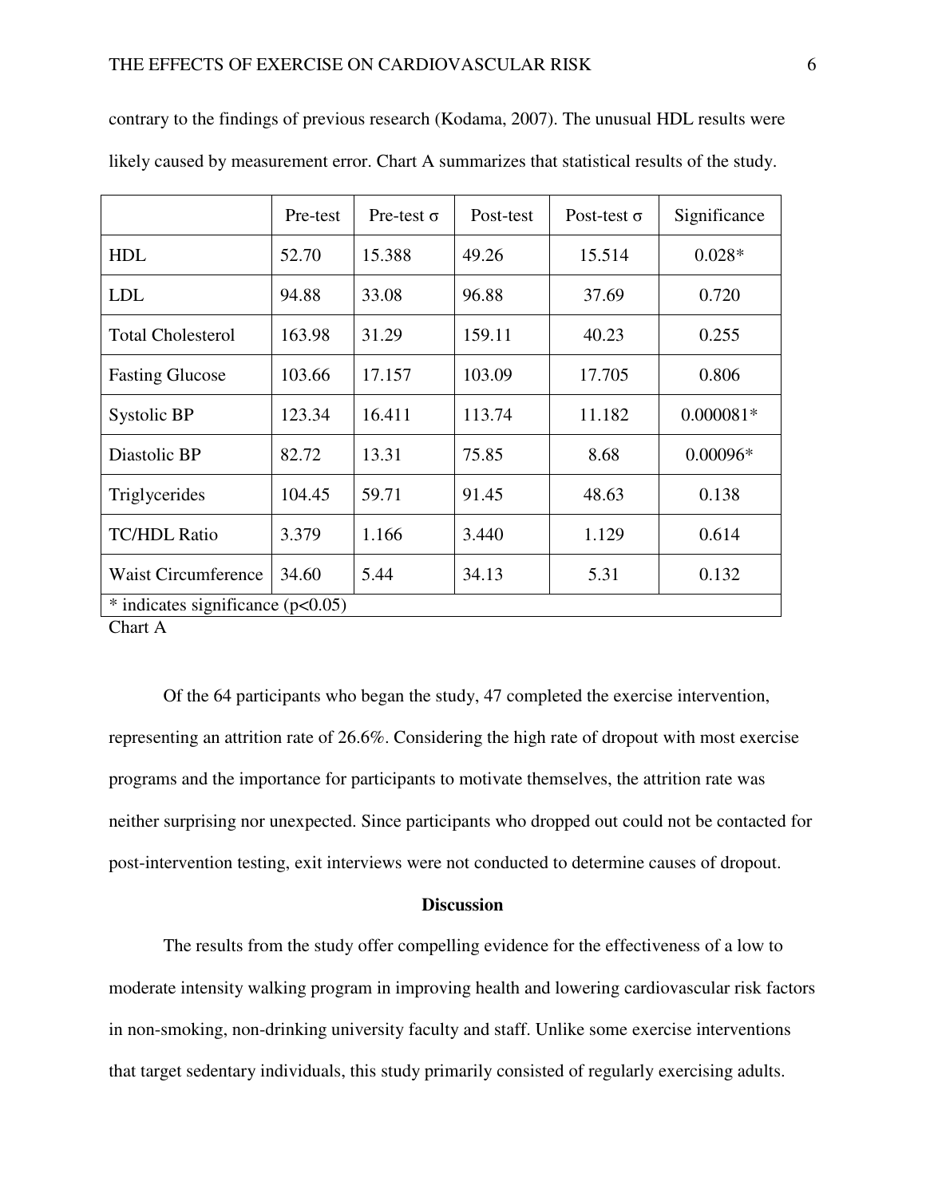contrary to the findings of previous research (Kodama, 2007). The unusual HDL results were likely caused by measurement error. Chart A summarizes that statistical results of the study.

| | Pre-test | Pre-test σ | Post-test | Post-test σ | Significance |
|---|---|---|---|---|---|
| HDL | 52.70 | 15.388 | 49.26 | 15.514 | 0.028* |
| LDL | 94.88 | 33.08 | 96.88 | 37.69 | 0.720 |
| Total Cholesterol | 163.98 | 31.29 | 159.11 | 40.23 | 0.255 |
| Fasting Glucose | 103.66 | 17.157 | 103.09 | 17.705 | 0.806 |
| Systolic BP | 123.34 | 16.411 | 113.74 | 11.182 | 0.000081* |
| Diastolic BP | 82.72 | 13.31 | 75.85 | 8.68 | 0.00096* |
| Triglycerides | 104.45 | 59.71 | 91.45 | 48.63 | 0.138 |
| TC/HDL Ratio | 3.379 | 1.166 | 3.440 | 1.129 | 0.614 |
| Waist Circumference | 34.60 | 5.44 | 34.13 | 5.31 | 0.132 |
| * indicates significance ($p<0.05$) | | | | | |

Chart A

Of the 64 participants who began the study, 47 completed the exercise intervention, representing an attrition rate of 26.6%. Considering the high rate of dropout with most exercise programs and the importance for participants to motivate themselves, the attrition rate was neither surprising nor unexpected. Since participants who dropped out could not be contacted for post-intervention testing, exit interviews were not conducted to determine causes of dropout.

## Discussion

The results from the study offer compelling evidence for the effectiveness of a low to moderate intensity walking program in improving health and lowering cardiovascular risk factors in non-smoking, non-drinking university faculty and staff. Unlike some exercise interventions that target sedentary individuals, this study primarily consisted of regularly exercising adults.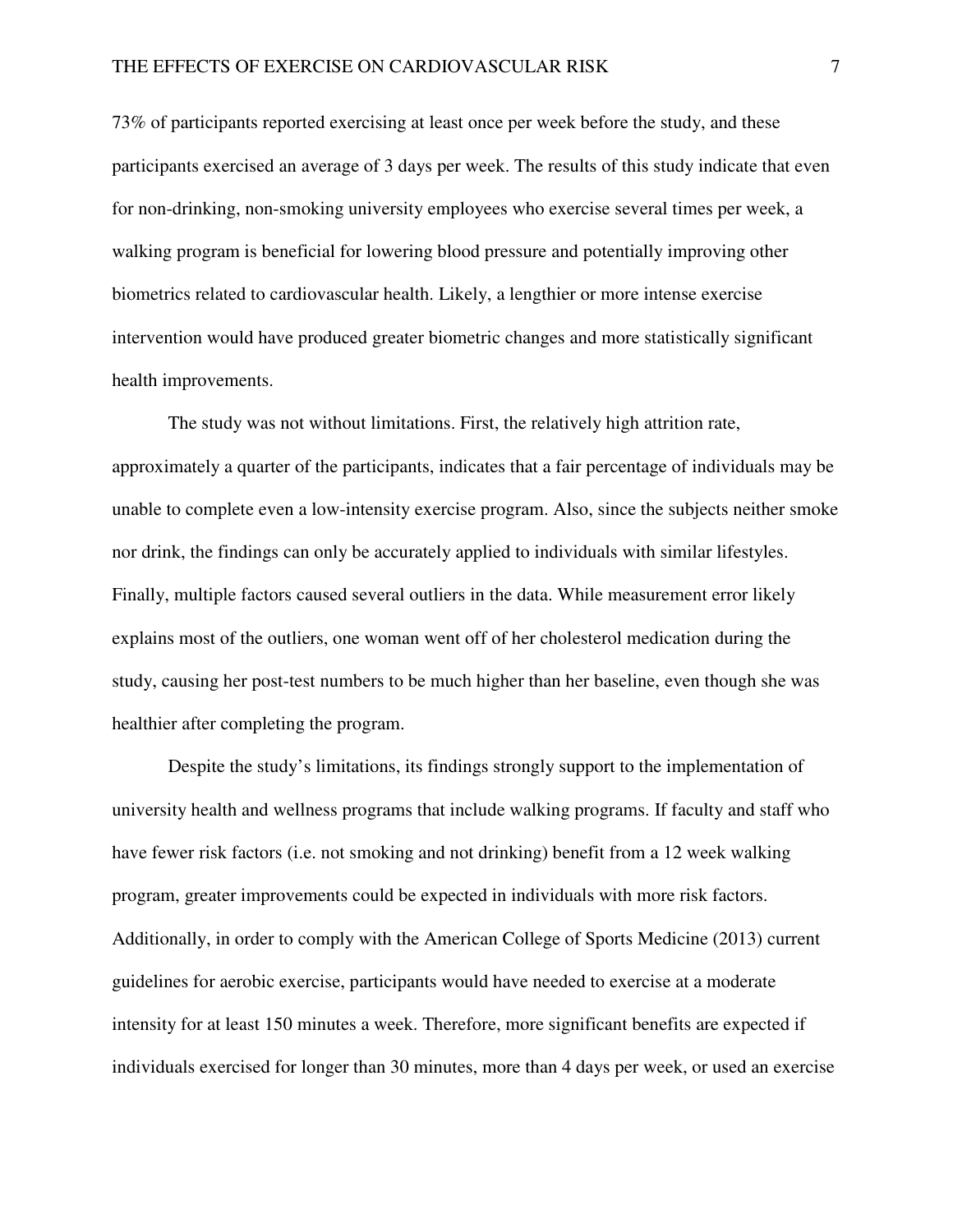73% of participants reported exercising at least once per week before the study, and these participants exercised an average of 3 days per week. The results of this study indicate that even for non-drinking, non-smoking university employees who exercise several times per week, a walking program is beneficial for lowering blood pressure and potentially improving other biometrics related to cardiovascular health. Likely, a lengthier or more intense exercise intervention would have produced greater biometric changes and more statistically significant health improvements.

The study was not without limitations. First, the relatively high attrition rate, approximately a quarter of the participants, indicates that a fair percentage of individuals may be unable to complete even a low-intensity exercise program. Also, since the subjects neither smoke nor drink, the findings can only be accurately applied to individuals with similar lifestyles. Finally, multiple factors caused several outliers in the data. While measurement error likely explains most of the outliers, one woman went off of her cholesterol medication during the study, causing her post-test numbers to be much higher than her baseline, even though she was healthier after completing the program.

Despite the study's limitations, its findings strongly support to the implementation of university health and wellness programs that include walking programs. If faculty and staff who have fewer risk factors (i.e. not smoking and not drinking) benefit from a 12 week walking program, greater improvements could be expected in individuals with more risk factors. Additionally, in order to comply with the American College of Sports Medicine (2013) current guidelines for aerobic exercise, participants would have needed to exercise at a moderate intensity for at least 150 minutes a week. Therefore, more significant benefits are expected if individuals exercised for longer than 30 minutes, more than 4 days per week, or used an exercise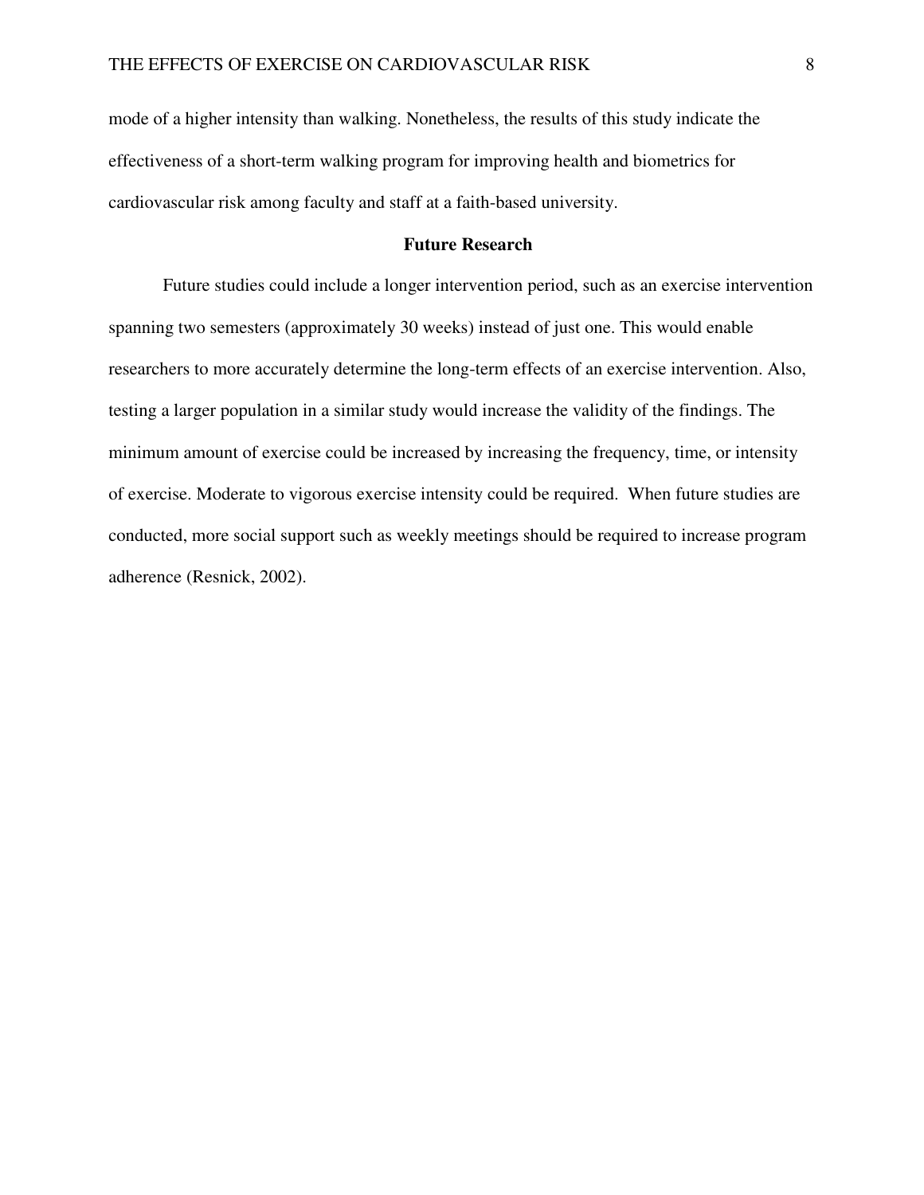mode of a higher intensity than walking. Nonetheless, the results of this study indicate the effectiveness of a short-term walking program for improving health and biometrics for cardiovascular risk among faculty and staff at a faith-based university.

## Future Research

Future studies could include a longer intervention period, such as an exercise intervention spanning two semesters (approximately 30 weeks) instead of just one. This would enable researchers to more accurately determine the long-term effects of an exercise intervention. Also, testing a larger population in a similar study would increase the validity of the findings. The minimum amount of exercise could be increased by increasing the frequency, time, or intensity of exercise. Moderate to vigorous exercise intensity could be required. When future studies are conducted, more social support such as weekly meetings should be required to increase program adherence (Resnick, 2002).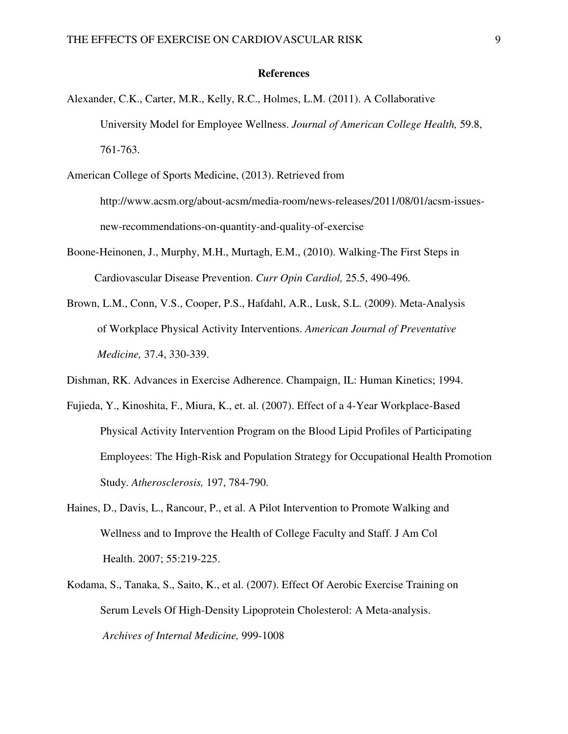**References**

Alexander, C.K., Carter, M.R., Kelly, R.C., Holmes, L.M. (2011). A Collaborative University Model for Employee Wellness. *Journal of American College Health,* 59.8, 761-763.

American College of Sports Medicine, (2013). Retrieved from http://www.acsm.org/about-acsm/media-room/news-releases/2011/08/01/acsm-issues-new-recommendations-on-quantity-and-quality-of-exercise

Boone-Heinonen, J., Murphy, M.H., Murtagh, E.M., (2010). Walking-The First Steps in Cardiovascular Disease Prevention. *Curr Opin Cardiol,* 25.5, 490-496.

Brown, L.M., Conn, V.S., Cooper, P.S., Hafdahl, A.R., Lusk, S.L. (2009). Meta-Analysis of Workplace Physical Activity Interventions. *American Journal of Preventative Medicine,* 37.4, 330-339.

Dishman, RK. Advances in Exercise Adherence. Champaign, IL: Human Kinetics; 1994.

Fujieda, Y., Kinoshita, F., Miura, K., et. al. (2007). Effect of a 4-Year Workplace-Based Physical Activity Intervention Program on the Blood Lipid Profiles of Participating Employees: The High-Risk and Population Strategy for Occupational Health Promotion Study. *Atherosclerosis,* 197, 784-790.

Haines, D., Davis, L., Rancour, P., et al. A Pilot Intervention to Promote Walking and Wellness and to Improve the Health of College Faculty and Staff. J Am Col Health. 2007; 55:219-225.

Kodama, S., Tanaka, S., Saito, K., et al. (2007). Effect Of Aerobic Exercise Training on Serum Levels Of High-Density Lipoprotein Cholesterol: A Meta-analysis. *Archives of Internal Medicine,* 999-1008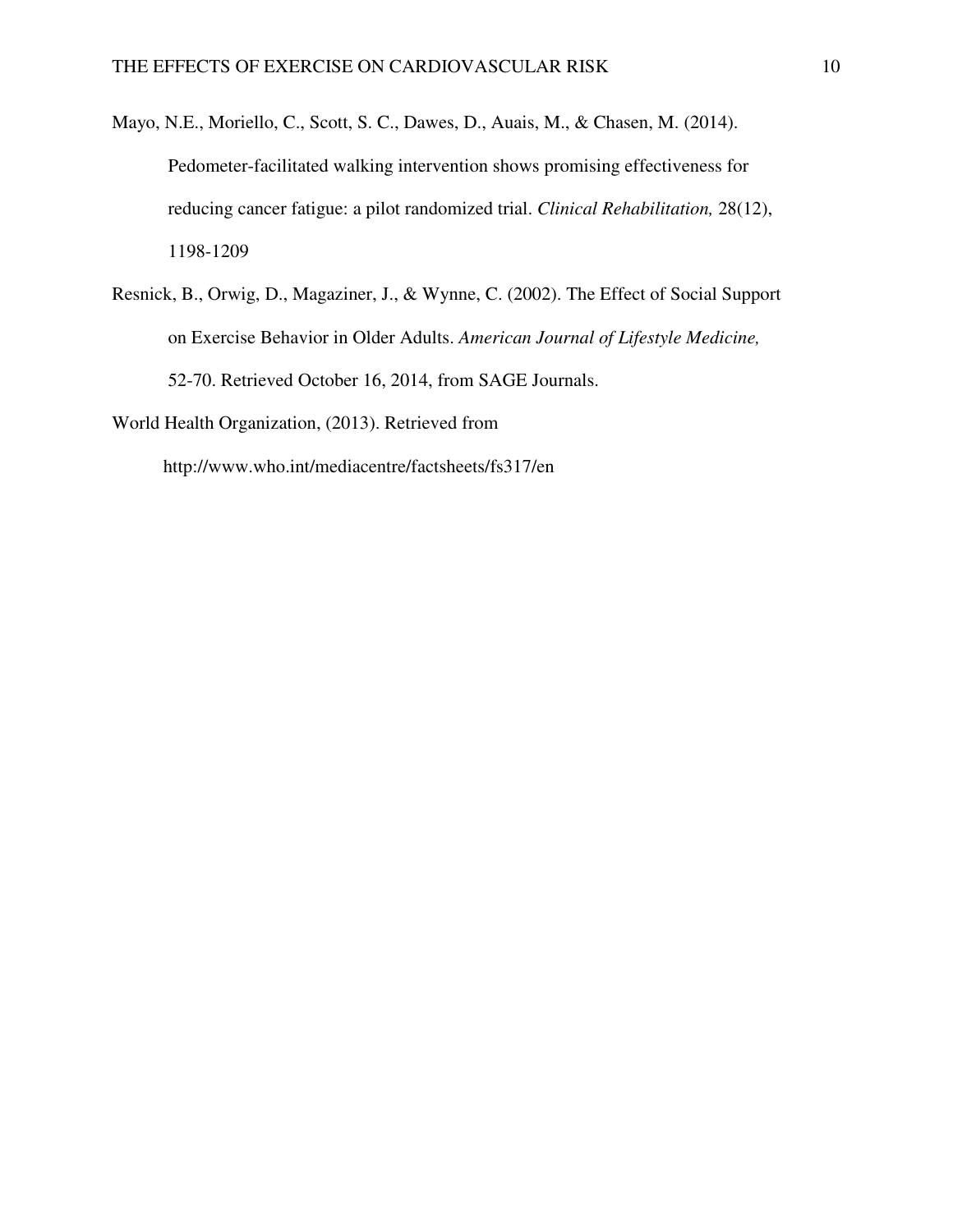Mayo, N.E., Moriello, C., Scott, S. C., Dawes, D., Auais, M., & Chasen, M. (2014). Pedometer-facilitated walking intervention shows promising effectiveness for reducing cancer fatigue: a pilot randomized trial. *Clinical Rehabilitation,* 28(12), 1198-1209

Resnick, B., Orwig, D., Magaziner, J., & Wynne, C. (2002). The Effect of Social Support on Exercise Behavior in Older Adults. *American Journal of Lifestyle Medicine,* 52-70. Retrieved October 16, 2014, from SAGE Journals.

World Health Organization, (2013). Retrieved from http://www.who.int/mediacentre/factsheets/fs317/en